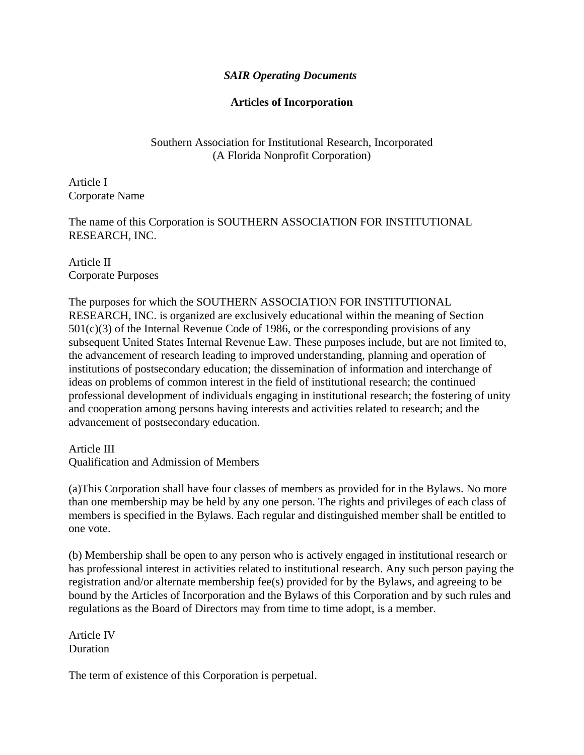***SAIR Operating Documents***

**Articles of Incorporation**

Southern Association for Institutional Research, Incorporated
(A Florida Nonprofit Corporation)

Article I
Corporate Name

The name of this Corporation is SOUTHERN ASSOCIATION FOR INSTITUTIONAL RESEARCH, INC.

Article II
Corporate Purposes

The purposes for which the SOUTHERN ASSOCIATION FOR INSTITUTIONAL RESEARCH, INC. is organized are exclusively educational within the meaning of Section 501(c)(3) of the Internal Revenue Code of 1986, or the corresponding provisions of any subsequent United States Internal Revenue Law. These purposes include, but are not limited to, the advancement of research leading to improved understanding, planning and operation of institutions of postsecondary education; the dissemination of information and interchange of ideas on problems of common interest in the field of institutional research; the continued professional development of individuals engaging in institutional research; the fostering of unity and cooperation among persons having interests and activities related to research; and the advancement of postsecondary education.

Article III
Qualification and Admission of Members

(a)This Corporation shall have four classes of members as provided for in the Bylaws. No more than one membership may be held by any one person. The rights and privileges of each class of members is specified in the Bylaws. Each regular and distinguished member shall be entitled to one vote.

(b) Membership shall be open to any person who is actively engaged in institutional research or has professional interest in activities related to institutional research. Any such person paying the registration and/or alternate membership fee(s) provided for by the Bylaws, and agreeing to be bound by the Articles of Incorporation and the Bylaws of this Corporation and by such rules and regulations as the Board of Directors may from time to time adopt, is a member.

Article IV
Duration

The term of existence of this Corporation is perpetual.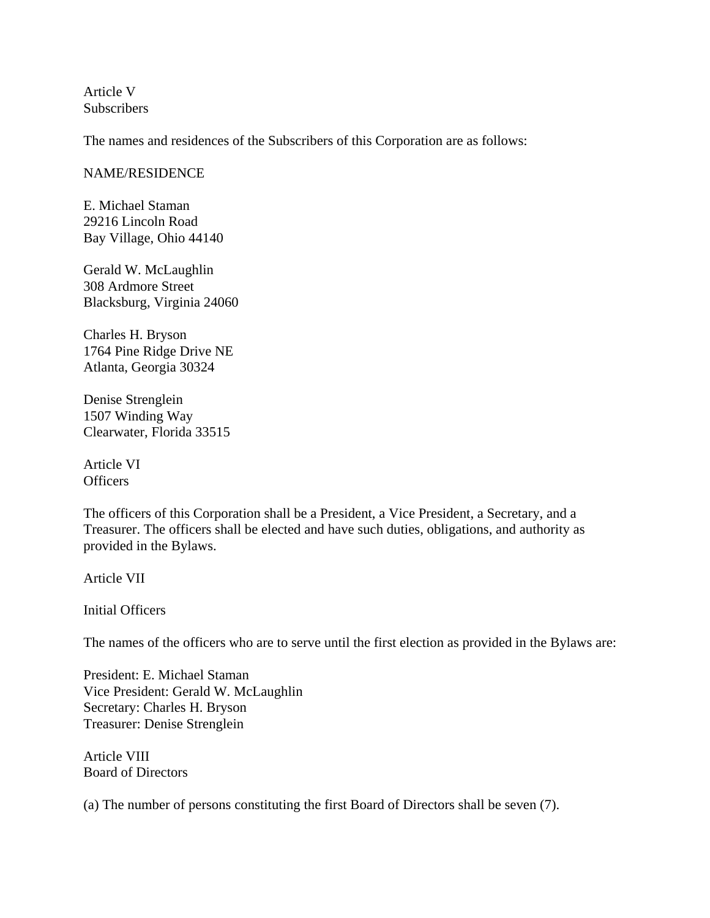## Article V
## Subscribers

The names and residences of the Subscribers of this Corporation are as follows:

NAME/RESIDENCE

E. Michael Staman
29216 Lincoln Road
Bay Village, Ohio 44140

Gerald W. McLaughlin
308 Ardmore Street
Blacksburg, Virginia 24060

Charles H. Bryson
1764 Pine Ridge Drive NE
Atlanta, Georgia 30324

Denise Strenglein
1507 Winding Way
Clearwater, Florida 33515

## Article VI
## Officers

The officers of this Corporation shall be a President, a Vice President, a Secretary, and a Treasurer. The officers shall be elected and have such duties, obligations, and authority as provided in the Bylaws.

## Article VII

## Initial Officers

The names of the officers who are to serve until the first election as provided in the Bylaws are:

President: E. Michael Staman
Vice President: Gerald W. McLaughlin
Secretary: Charles H. Bryson
Treasurer: Denise Strenglein

## Article VIII
## Board of Directors

(a) The number of persons constituting the first Board of Directors shall be seven (7).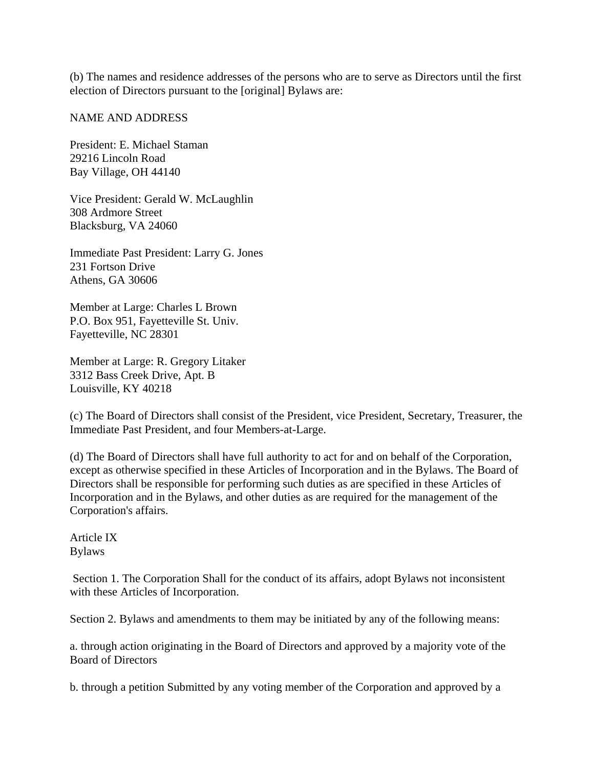(b) The names and residence addresses of the persons who are to serve as Directors until the first election of Directors pursuant to the [original] Bylaws are:

NAME AND ADDRESS

President: E. Michael Staman
29216 Lincoln Road
Bay Village, OH 44140

Vice President: Gerald W. McLaughlin
308 Ardmore Street
Blacksburg, VA 24060

Immediate Past President: Larry G. Jones
231 Fortson Drive
Athens, GA 30606

Member at Large: Charles L Brown
P.O. Box 951, Fayetteville St. Univ.
Fayetteville, NC 28301

Member at Large: R. Gregory Litaker
3312 Bass Creek Drive, Apt. B
Louisville, KY 40218

(c) The Board of Directors shall consist of the President, vice President, Secretary, Treasurer, the Immediate Past President, and four Members-at-Large.

(d) The Board of Directors shall have full authority to act for and on behalf of the Corporation, except as otherwise specified in these Articles of Incorporation and in the Bylaws. The Board of Directors shall be responsible for performing such duties as are specified in these Articles of Incorporation and in the Bylaws, and other duties as are required for the management of the Corporation's affairs.

## Article IX
## Bylaws

Section 1. The Corporation Shall for the conduct of its affairs, adopt Bylaws not inconsistent with these Articles of Incorporation.

Section 2. Bylaws and amendments to them may be initiated by any of the following means:

a. through action originating in the Board of Directors and approved by a majority vote of the Board of Directors

b. through a petition Submitted by any voting member of the Corporation and approved by a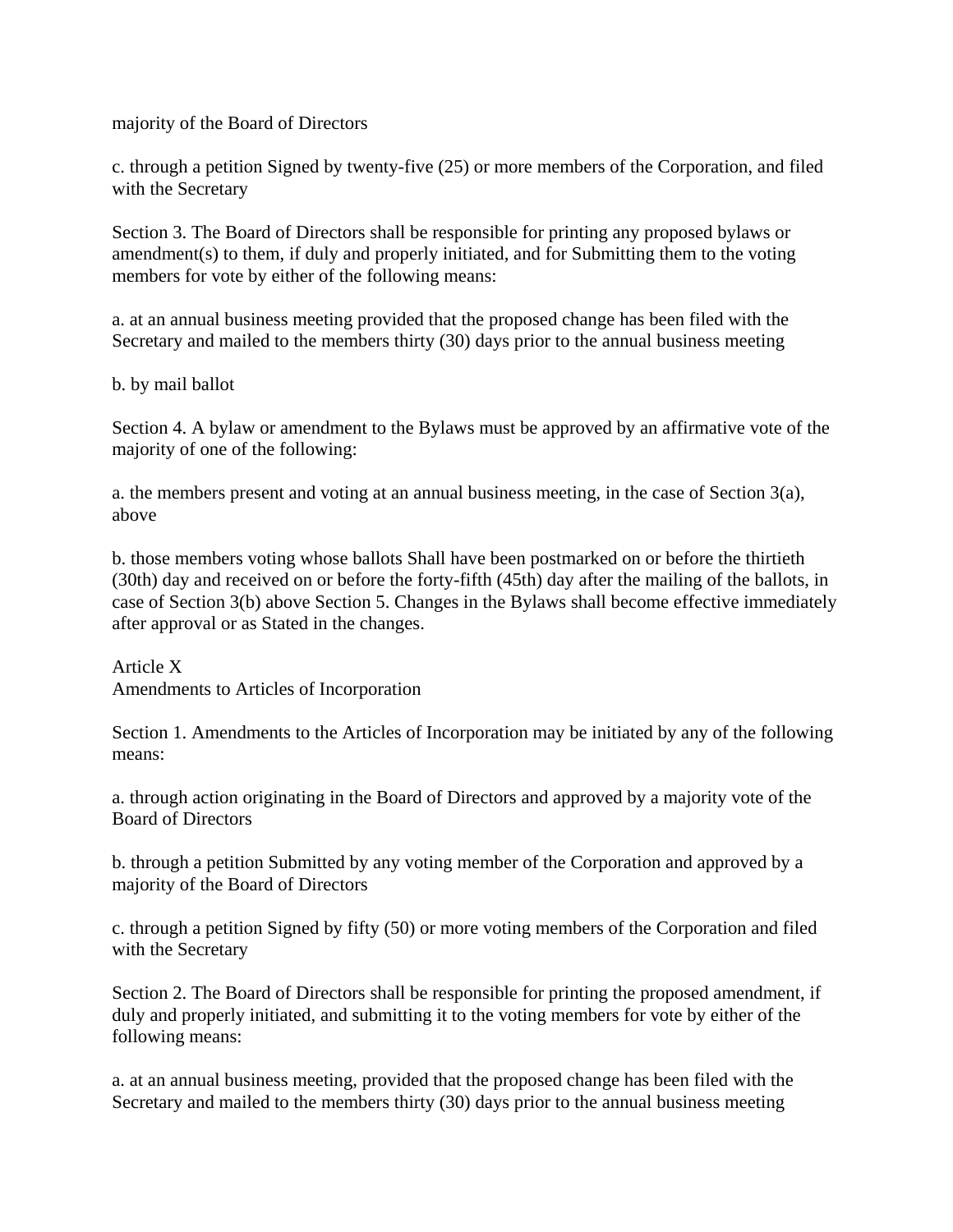majority of the Board of Directors

c. through a petition Signed by twenty-five (25) or more members of the Corporation, and filed with the Secretary

Section 3. The Board of Directors shall be responsible for printing any proposed bylaws or amendment(s) to them, if duly and properly initiated, and for Submitting them to the voting members for vote by either of the following means:

a. at an annual business meeting provided that the proposed change has been filed with the Secretary and mailed to the members thirty (30) days prior to the annual business meeting

b. by mail ballot

Section 4. A bylaw or amendment to the Bylaws must be approved by an affirmative vote of the majority of one of the following:

a. the members present and voting at an annual business meeting, in the case of Section 3(a), above

b. those members voting whose ballots Shall have been postmarked on or before the thirtieth (30th) day and received on or before the forty-fifth (45th) day after the mailing of the ballots, in case of Section 3(b) above Section 5. Changes in the Bylaws shall become effective immediately after approval or as Stated in the changes.

## Article X
## Amendments to Articles of Incorporation

Section 1. Amendments to the Articles of Incorporation may be initiated by any of the following means:

a. through action originating in the Board of Directors and approved by a majority vote of the Board of Directors

b. through a petition Submitted by any voting member of the Corporation and approved by a majority of the Board of Directors

c. through a petition Signed by fifty (50) or more voting members of the Corporation and filed with the Secretary

Section 2. The Board of Directors shall be responsible for printing the proposed amendment, if duly and properly initiated, and submitting it to the voting members for vote by either of the following means:

a. at an annual business meeting, provided that the proposed change has been filed with the Secretary and mailed to the members thirty (30) days prior to the annual business meeting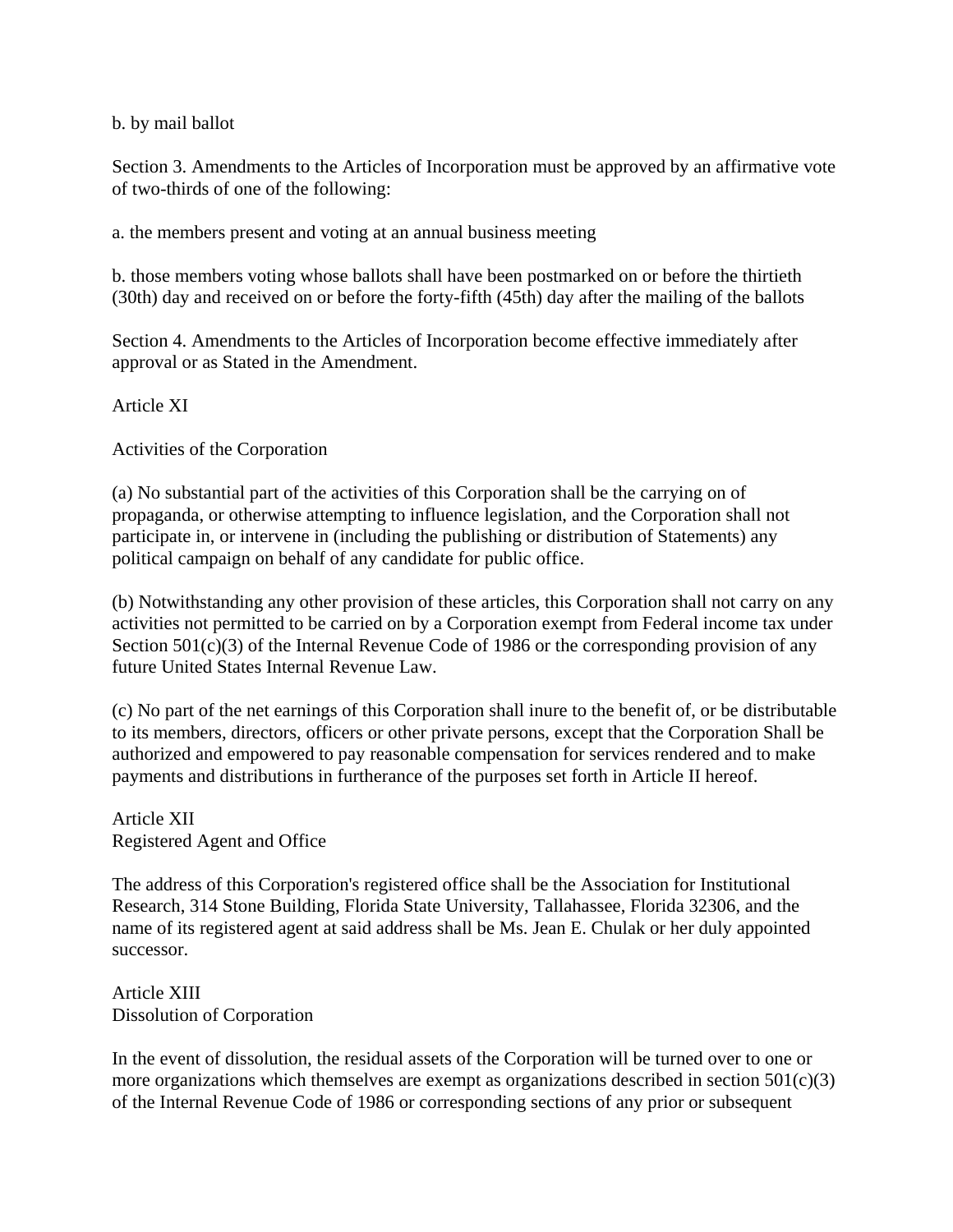b. by mail ballot

Section 3. Amendments to the Articles of Incorporation must be approved by an affirmative vote of two-thirds of one of the following:

a. the members present and voting at an annual business meeting

b. those members voting whose ballots shall have been postmarked on or before the thirtieth (30th) day and received on or before the forty-fifth (45th) day after the mailing of the ballots

Section 4. Amendments to the Articles of Incorporation become effective immediately after approval or as Stated in the Amendment.

## Article XI

## Activities of the Corporation

(a) No substantial part of the activities of this Corporation shall be the carrying on of propaganda, or otherwise attempting to influence legislation, and the Corporation shall not participate in, or intervene in (including the publishing or distribution of Statements) any political campaign on behalf of any candidate for public office.

(b) Notwithstanding any other provision of these articles, this Corporation shall not carry on any activities not permitted to be carried on by a Corporation exempt from Federal income tax under Section 501(c)(3) of the Internal Revenue Code of 1986 or the corresponding provision of any future United States Internal Revenue Law.

(c) No part of the net earnings of this Corporation shall inure to the benefit of, or be distributable to its members, directors, officers or other private persons, except that the Corporation Shall be authorized and empowered to pay reasonable compensation for services rendered and to make payments and distributions in furtherance of the purposes set forth in Article II hereof.

## Article XII
## Registered Agent and Office

The address of this Corporation's registered office shall be the Association for Institutional Research, 314 Stone Building, Florida State University, Tallahassee, Florida 32306, and the name of its registered agent at said address shall be Ms. Jean E. Chulak or her duly appointed successor.

## Article XIII
## Dissolution of Corporation

In the event of dissolution, the residual assets of the Corporation will be turned over to one or more organizations which themselves are exempt as organizations described in section 501(c)(3) of the Internal Revenue Code of 1986 or corresponding sections of any prior or subsequent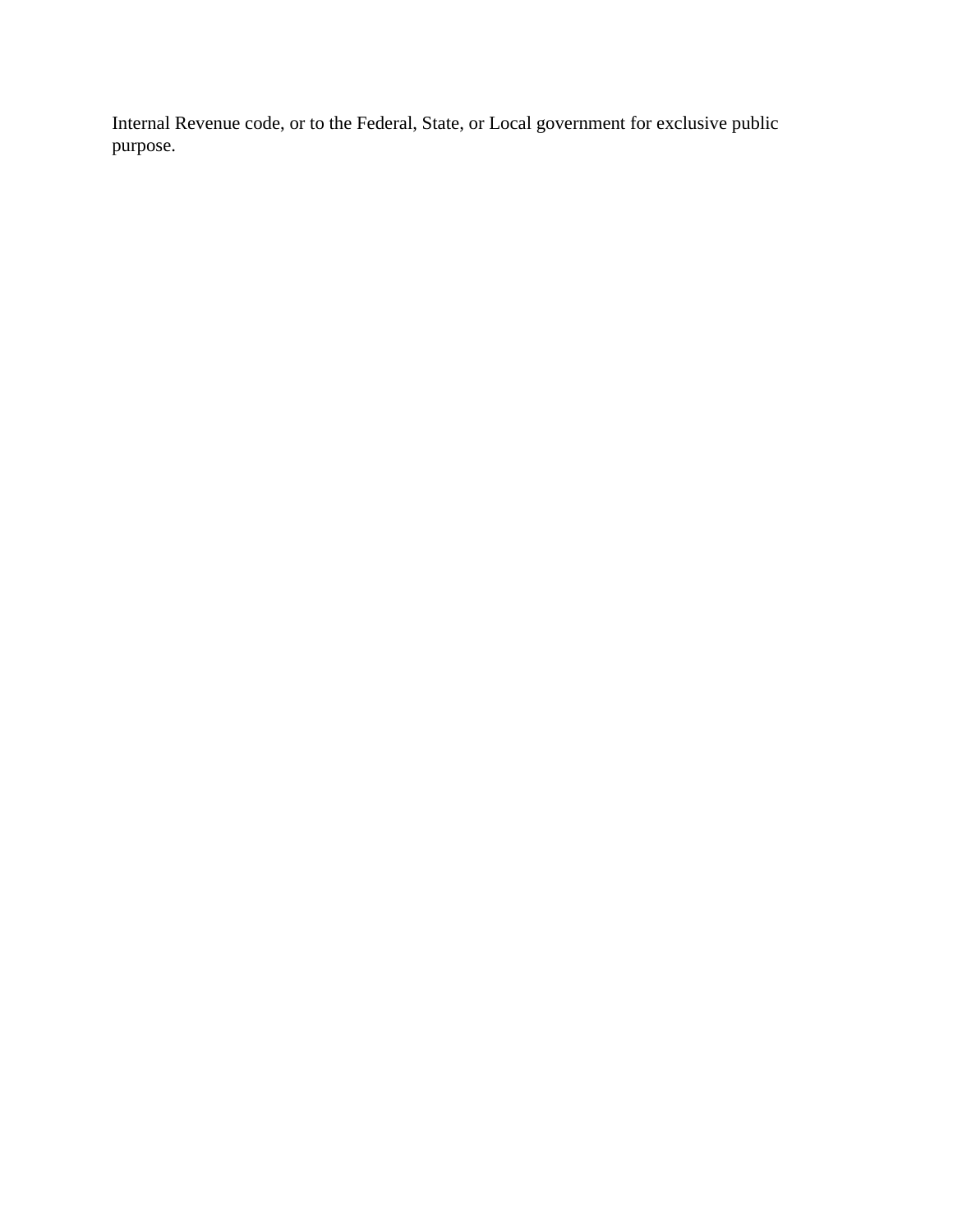Internal Revenue code, or to the Federal, State, or Local government for exclusive public purpose.